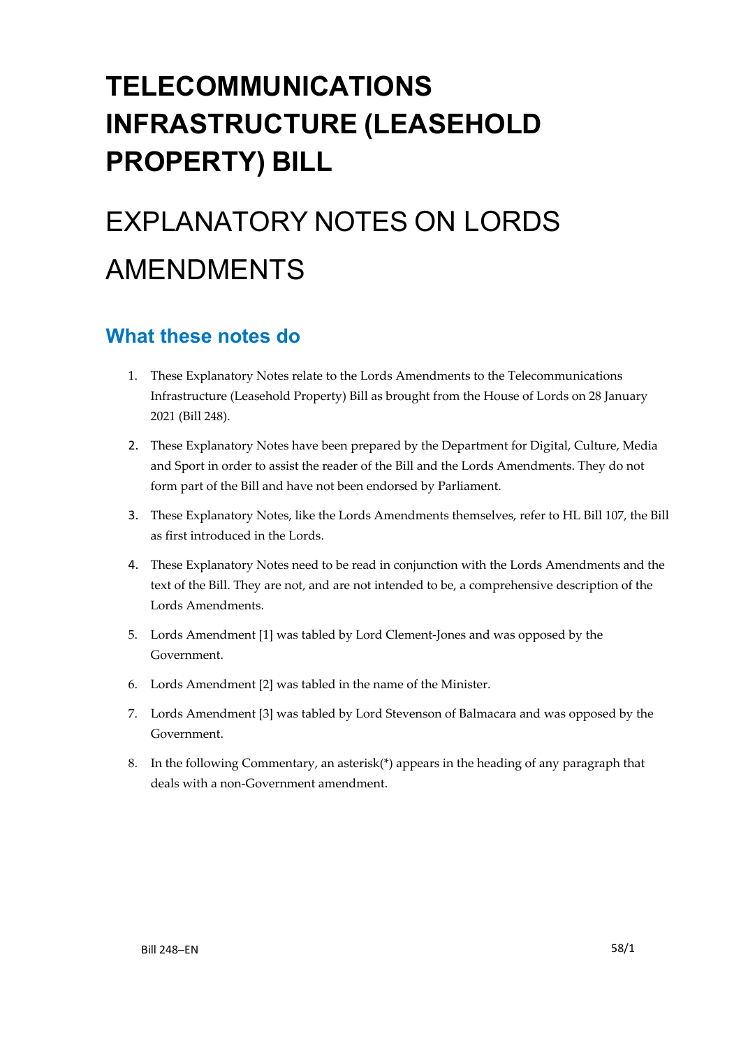# TELECOMMUNICATIONS INFRASTRUCTURE (LEASEHOLD PROPERTY) BILL

# EXPLANATORY NOTES ON LORDS AMENDMENTS

## What these notes do

1. These Explanatory Notes relate to the Lords Amendments to the Telecommunications Infrastructure (Leasehold Property) Bill as brought from the House of Lords on 28 January 2021 (Bill 248).
2. These Explanatory Notes have been prepared by the Department for Digital, Culture, Media and Sport in order to assist the reader of the Bill and the Lords Amendments. They do not form part of the Bill and have not been endorsed by Parliament.
3. These Explanatory Notes, like the Lords Amendments themselves, refer to HL Bill 107, the Bill as first introduced in the Lords.
4. These Explanatory Notes need to be read in conjunction with the Lords Amendments and the text of the Bill. They are not, and are not intended to be, a comprehensive description of the Lords Amendments.
5. Lords Amendment [1] was tabled by Lord Clement-Jones and was opposed by the Government.
6. Lords Amendment [2] was tabled in the name of the Minister.
7. Lords Amendment [3] was tabled by Lord Stevenson of Balmacara and was opposed by the Government.
8. In the following Commentary, an asterisk(*) appears in the heading of any paragraph that deals with a non-Government amendment.

Bill 248–EN 58/1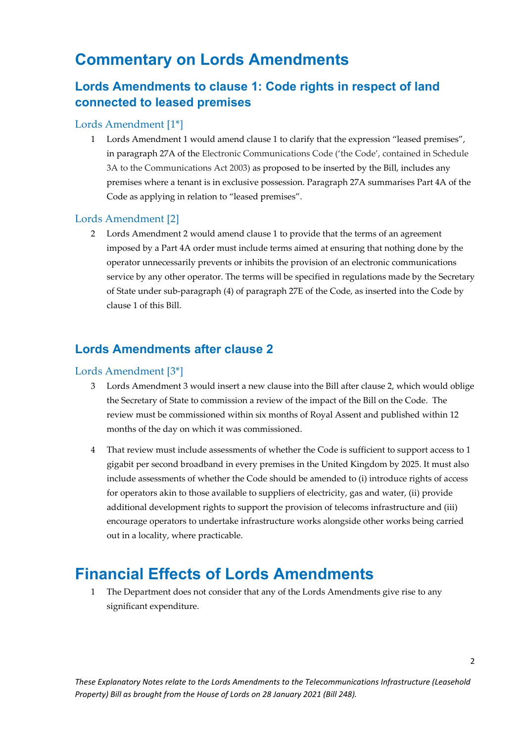# Commentary on Lords Amendments

## Lords Amendments to clause 1: Code rights in respect of land connected to leased premises

### Lords Amendment [1*]

1 Lords Amendment 1 would amend clause 1 to clarify that the expression "leased premises", in paragraph 27A of the Electronic Communications Code ('the Code', contained in Schedule 3A to the Communications Act 2003) as proposed to be inserted by the Bill, includes any premises where a tenant is in exclusive possession. Paragraph 27A summarises Part 4A of the Code as applying in relation to "leased premises".

### Lords Amendment [2]

2 Lords Amendment 2 would amend clause 1 to provide that the terms of an agreement imposed by a Part 4A order must include terms aimed at ensuring that nothing done by the operator unnecessarily prevents or inhibits the provision of an electronic communications service by any other operator. The terms will be specified in regulations made by the Secretary of State under sub-paragraph (4) of paragraph 27E of the Code, as inserted into the Code by clause 1 of this Bill.

## Lords Amendments after clause 2

### Lords Amendment [3*]

3 Lords Amendment 3 would insert a new clause into the Bill after clause 2, which would oblige the Secretary of State to commission a review of the impact of the Bill on the Code. The review must be commissioned within six months of Royal Assent and published within 12 months of the day on which it was commissioned.

4 That review must include assessments of whether the Code is sufficient to support access to 1 gigabit per second broadband in every premises in the United Kingdom by 2025. It must also include assessments of whether the Code should be amended to (i) introduce rights of access for operators akin to those available to suppliers of electricity, gas and water, (ii) provide additional development rights to support the provision of telecoms infrastructure and (iii) encourage operators to undertake infrastructure works alongside other works being carried out in a locality, where practicable.

# Financial Effects of Lords Amendments

1 The Department does not consider that any of the Lords Amendments give rise to any significant expenditure.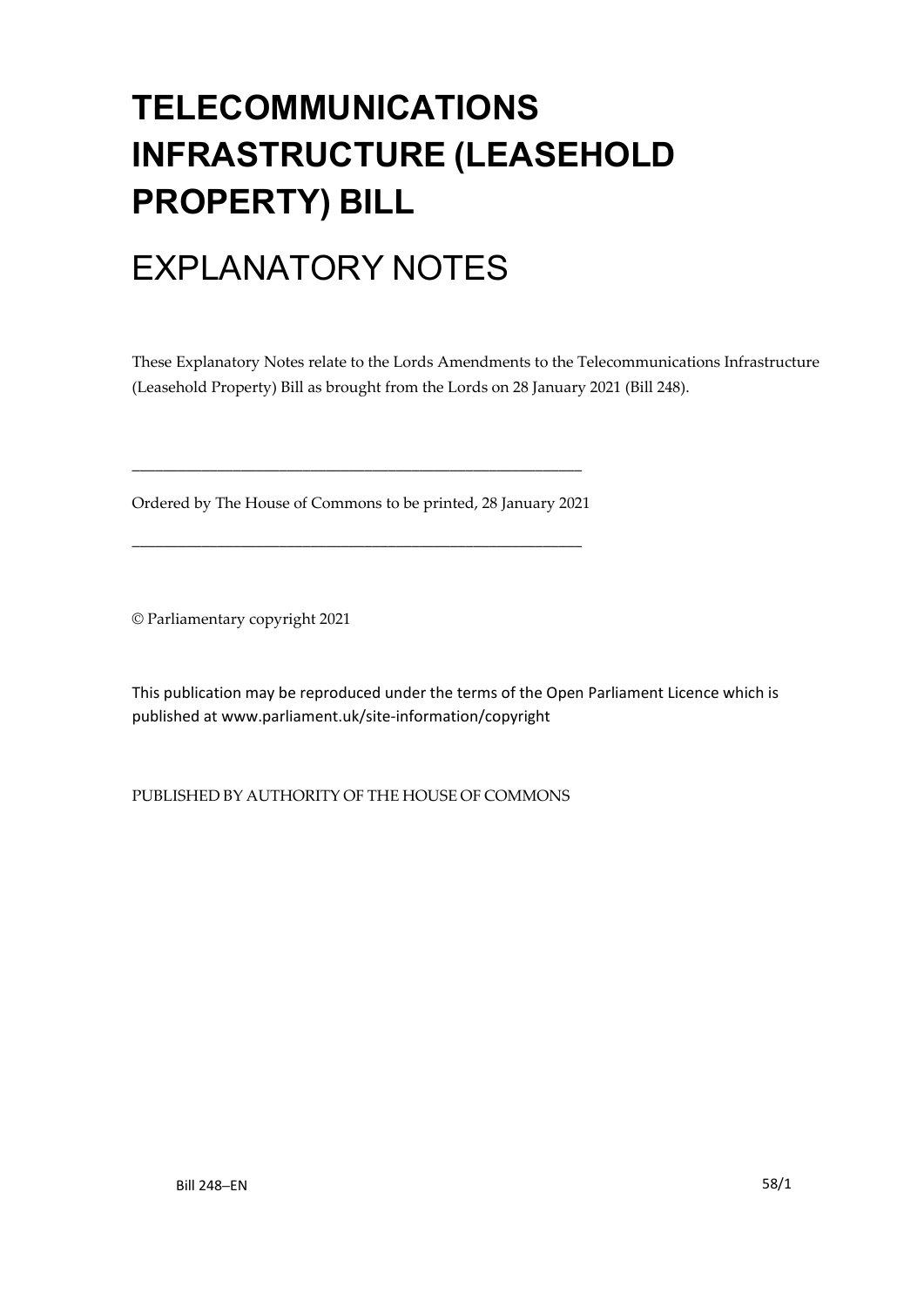# TELECOMMUNICATIONS INFRASTRUCTURE (LEASEHOLD PROPERTY) BILL

# EXPLANATORY NOTES

These Explanatory Notes relate to the Lords Amendments to the Telecommunications Infrastructure (Leasehold Property) Bill as brought from the Lords on 28 January 2021 (Bill 248).

---

Ordered by The House of Commons to be printed, 28 January 2021

---

© Parliamentary copyright 2021

This publication may be reproduced under the terms of the Open Parliament Licence which is published at www.parliament.uk/site-information/copyright

PUBLISHED BY AUTHORITY OF THE HOUSE OF COMMONS

Bill 248–EN 58/1